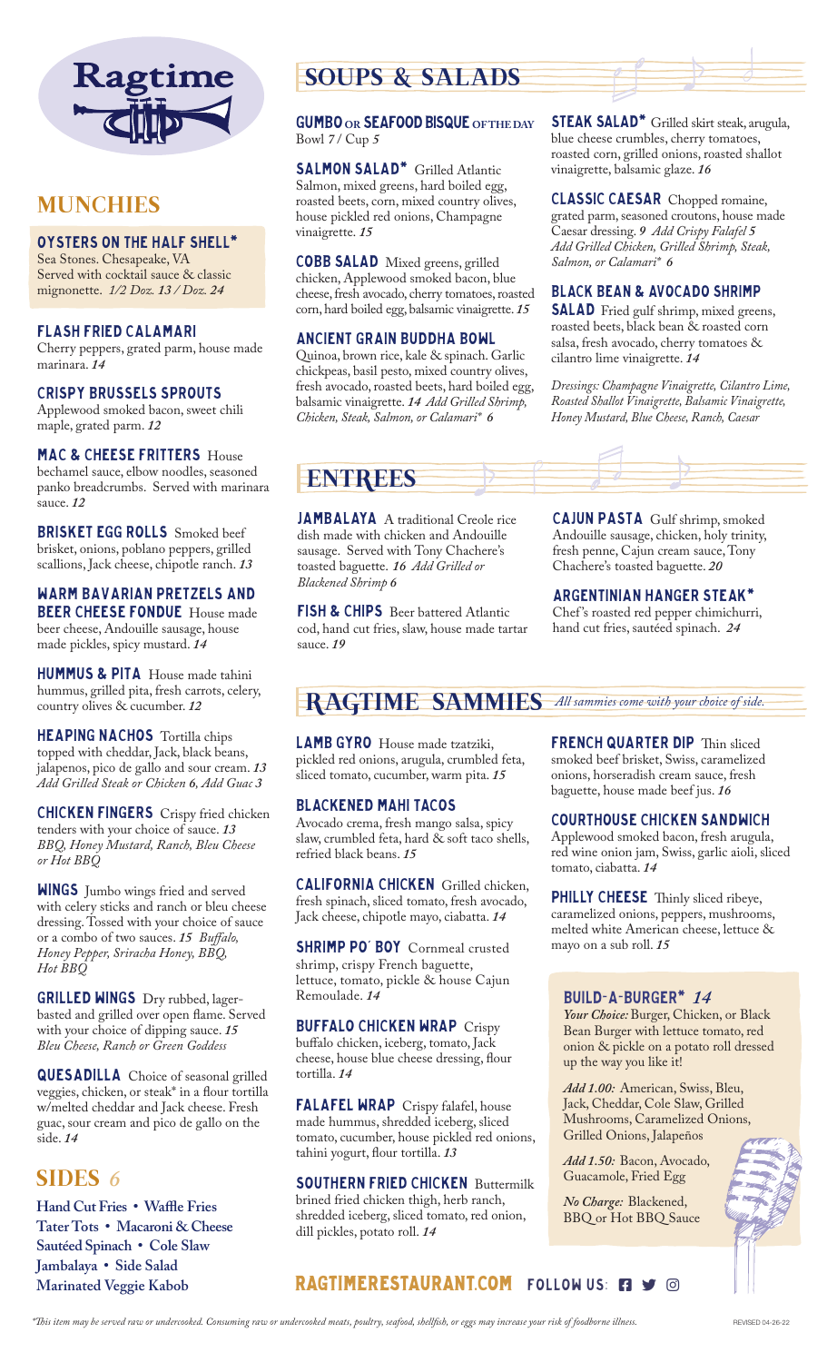# Ragtime

## MUNCHIES

### OYSTERS ON THE HALF SHELL*
Sea Stones. Chesapeake, VA
Served with cocktail sauce & classic mignonette. *1/2 Doz. 13 / Doz. 24*

### FLASH FRIED CALAMARI
Cherry peppers, grated parm, house made marinara. *14*

### CRISPY BRUSSELS SPROUTS
Applewood smoked bacon, sweet chili maple, grated parm. *12*

**MAC & CHEESE FRITTERS** House bechamel sauce, elbow noodles, seasoned panko breadcrumbs. Served with marinara sauce. *12*

**BRISKET EGG ROLLS** Smoked beef brisket, onions, poblano peppers, grilled scallions, Jack cheese, chipotle ranch. *13*

**WARM BAVARIAN PRETZELS AND BEER CHEESE FONDUE** House made beer cheese, Andouille sausage, house made pickles, spicy mustard. *14*

**HUMMUS & PITA** House made tahini hummus, grilled pita, fresh carrots, celery, country olives & cucumber. *12*

**HEAPING NACHOS** Tortilla chips topped with cheddar, Jack, black beans, jalapenos, pico de gallo and sour cream. *13*
*Add Grilled Steak or Chicken 6, Add Guac 3*

**CHICKEN FINGERS** Crispy fried chicken tenders with your choice of sauce. *13*
*BBQ, Honey Mustard, Ranch, Bleu Cheese or Hot BBQ*

**WINGS** Jumbo wings fried and served with celery sticks and ranch or bleu cheese dressing. Tossed with your choice of sauce or a combo of two sauces. *15 Buffalo, Honey Pepper, Sriracha Honey, BBQ, Hot BBQ*

**GRILLED WINGS** Dry rubbed, lager-basted and grilled over open flame. Served with your choice of dipping sauce. *15*
*Bleu Cheese, Ranch or Green Goddess*

**QUESADILLA** Choice of seasonal grilled veggies, chicken, or steak* in a flour tortilla w/melted cheddar and Jack cheese. Fresh guac, sour cream and pico de gallo on the side. *14*

## SIDES *6*

**Hand Cut Fries • Waffle Fries**
**Tater Tots • Macaroni & Cheese**
**Sautéed Spinach • Cole Slaw**
**Jambalaya • Side Salad**
**Marinated Veggie Kabob**

## SOUPS & SALADS

**GUMBO OR SEAFOOD BISQUE OF THE DAY**
Bowl *7* / Cup *5*

**SALMON SALAD*** Grilled Atlantic Salmon, mixed greens, hard boiled egg, roasted beets, corn, mixed country olives, house pickled red onions, Champagne vinaigrette. *15*

**COBB SALAD** Mixed greens, grilled chicken, Applewood smoked bacon, blue cheese, fresh avocado, cherry tomatoes, roasted corn, hard boiled egg, balsamic vinaigrette. *15*

### ANCIENT GRAIN BUDDHA BOWL
Quinoa, brown rice, kale & spinach. Garlic chickpeas, basil pesto, mixed country olives, fresh avocado, roasted beets, hard boiled egg, balsamic vinaigrette. *14 Add Grilled Shrimp, Chicken, Steak, Salmon, or Calamari* 6*

**STEAK SALAD*** Grilled skirt steak, arugula, blue cheese crumbles, cherry tomatoes, roasted corn, grilled onions, roasted shallot vinaigrette, balsamic glaze. *16*

**CLASSIC CAESAR** Chopped romaine, grated parm, seasoned croutons, house made Caesar dressing. *9 Add Crispy Falafel 5*
*Add Grilled Chicken, Grilled Shrimp, Steak, Salmon, or Calamari* 6*

### BLACK BEAN & AVOCADO SHRIMP SALAD
Fried gulf shrimp, mixed greens, roasted beets, black bean & roasted corn salsa, fresh avocado, cherry tomatoes & cilantro lime vinaigrette. *14*

*Dressings: Champagne Vinaigrette, Cilantro Lime, Roasted Shallot Vinaigrette, Balsamic Vinaigrette, Honey Mustard, Blue Cheese, Ranch, Caesar*

## ENTREES

**JAMBALAYA** A traditional Creole rice dish made with chicken and Andouille sausage. Served with Tony Chachere's toasted baguette. *16 Add Grilled or Blackened Shrimp 6*

**FISH & CHIPS** Beer battered Atlantic cod, hand cut fries, slaw, house made tartar sauce. *19*

**CAJUN PASTA** Gulf shrimp, smoked Andouille sausage, chicken, holy trinity, fresh penne, Cajun cream sauce, Tony Chachere's toasted baguette. *20*

### ARGENTINIAN HANGER STEAK*
Chef's roasted red pepper chimichurri, hand cut fries, sautéed spinach. *24*

## RAGTIME SAMMIES

*All sammies come with your choice of side.*

**LAMB GYRO** House made tzatziki, pickled red onions, arugula, crumbled feta, sliced tomato, cucumber, warm pita. *15*

### BLACKENED MAHI TACOS
Avocado crema, fresh mango salsa, spicy slaw, crumbled feta, hard & soft taco shells, refried black beans. *15*

**CALIFORNIA CHICKEN** Grilled chicken, fresh spinach, sliced tomato, fresh avocado, Jack cheese, chipotle mayo, ciabatta. *14*

**SHRIMP PO' BOY** Cornmeal crusted shrimp, crispy French baguette, lettuce, tomato, pickle & house Cajun Remoulade. *14*

**BUFFALO CHICKEN WRAP** Crispy buffalo chicken, iceberg, tomato, Jack cheese, house blue cheese dressing, flour tortilla. *14*

**FALAFEL WRAP** Crispy falafel, house made hummus, shredded iceberg, sliced tomato, cucumber, house pickled red onions, tahini yogurt, flour tortilla. *13*

**SOUTHERN FRIED CHICKEN** Buttermilk brined fried chicken thigh, herb ranch, shredded iceberg, sliced tomato, red onion, dill pickles, potato roll. *14*

**FRENCH QUARTER DIP** Thin sliced smoked beef brisket, Swiss, caramelized onions, horseradish cream sauce, fresh baguette, house made beef jus. *16*

### COURTHOUSE CHICKEN SANDWICH
Applewood smoked bacon, fresh arugula, red wine onion jam, Swiss, garlic aioli, sliced tomato, ciabatta. *14*

**PHILLY CHEESE** Thinly sliced ribeye, caramelized onions, peppers, mushrooms, melted white American cheese, lettuce & mayo on a sub roll. *15*

### BUILD-A-BURGER* *14*
***Your Choice:*** Burger, Chicken, or Black Bean Burger with lettuce tomato, red onion & pickle on a potato roll dressed up the way you like it!

***Add 1.00:*** American, Swiss, Bleu, Jack, Cheddar, Cole Slaw, Grilled Mushrooms, Caramelized Onions, Grilled Onions, Jalapeños

***Add 1.50:*** Bacon, Avocado, Guacamole, Fried Egg

***No Charge:*** Blackened, BBQ or Hot BBQ Sauce

**RAGTIMERESTAURANT.COM FOLLOW US:**

*\*This item may be served raw or undercooked. Consuming raw or undercooked meats, poultry, seafood, shellfish, or eggs may increase your risk of foodborne illness.*

REVISED 04-26-22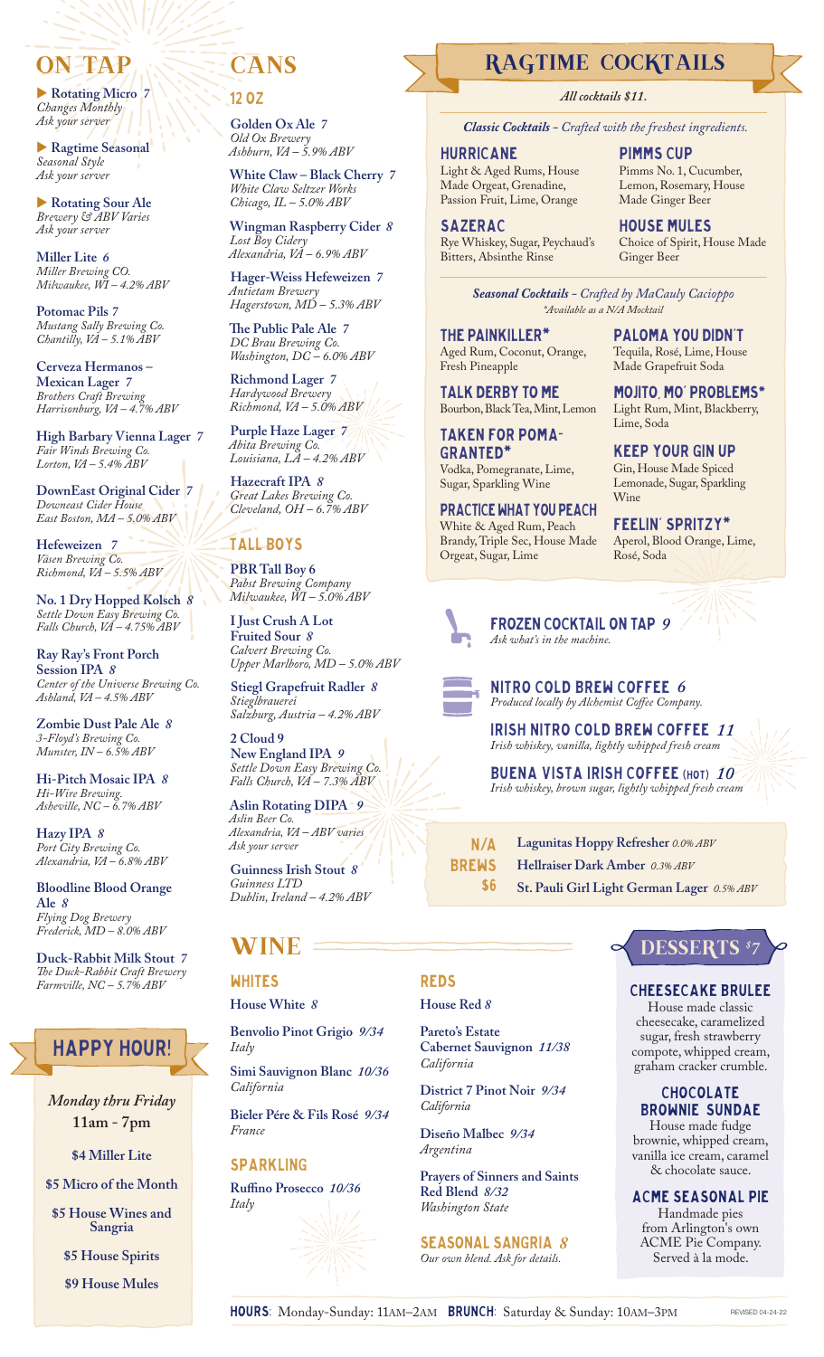## ON TAP

**Rotating Micro** 7
*Changes Monthly*
*Ask your server*

**Ragtime Seasonal**
*Seasonal Style*
*Ask your server*

**Rotating Sour Ale**
*Brewery & ABV Varies*
*Ask your server*

**Miller Lite** 6
*Miller Brewing CO.*
*Milwaukee, WI – 4.2% ABV*

**Potomac Pils** 7
*Mustang Sally Brewing Co.*
*Chantilly, VA – 5.1% ABV*

**Cerveza Hermanos – Mexican Lager** 7
*Brothers Craft Brewing*
*Harrisonburg, VA – 4.7% ABV*

**High Barbary Vienna Lager** 7
*Fair Winds Brewing Co.*
*Lorton, VA – 5.4% ABV*

**DownEast Original Cider** 7
*Downeast Cider House*
*East Boston, MA – 5.0% ABV*

**Hefeweizen** 7
*Väsen Brewing Co.*
*Richmond, VA – 5.5% ABV*

**No. 1 Dry Hopped Kolsch** 8
*Settle Down Easy Brewing Co.*
*Falls Church, VA – 4.75% ABV*

**Ray Ray's Front Porch Session IPA** 8
*Center of the Universe Brewing Co.*
*Ashland, VA – 4.5% ABV*

**Zombie Dust Pale Ale** 8
*3-Floyd's Brewing Co.*
*Munster, IN – 6.5% ABV*

**Hi-Pitch Mosaic IPA** 8
*Hi-Wire Brewing.*
*Asheville, NC – 6.7% ABV*

**Hazy IPA** 8
*Port City Brewing Co.*
*Alexandria, VA – 6.8% ABV*

**Bloodline Blood Orange Ale** 8
*Flying Dog Brewery*
*Frederick, MD – 8.0% ABV*

**Duck-Rabbit Milk Stout** 7
*The Duck-Rabbit Craft Brewery*
*Farmville, NC – 5.7% ABV*

## HAPPY HOUR!

*Monday thru Friday*
**11am - 7pm**

**$4 Miller Lite**

**$5 Micro of the Month**

**$5 House Wines and Sangria**

**$5 House Spirits**

**$9 House Mules**

## CANS

### 12 OZ

**Golden Ox Ale** 7
*Old Ox Brewery*
*Ashburn, VA – 5.9% ABV*

**White Claw – Black Cherry** 7
*White Claw Seltzer Works*
*Chicago, IL – 5.0% ABV*

**Wingman Raspberry Cider** 8
*Lost Boy Cidery*
*Alexandria, VA – 6.9% ABV*

**Hager-Weiss Hefeweizen** 7
*Antietam Brewery*
*Hagerstown, MD – 5.3% ABV*

**The Public Pale Ale** 7
*DC Brau Brewing Co.*
*Washington, DC – 6.0% ABV*

**Richmond Lager** 7
*Hardywood Brewery*
*Richmond, VA – 5.0% ABV*

**Purple Haze Lager** 7
*Abita Brewing Co.*
*Louisiana, LA – 4.2% ABV*

**Hazecraft IPA** 8
*Great Lakes Brewing Co.*
*Cleveland, OH – 6.7% ABV*

### TALL BOYS

**PBR Tall Boy** 6
*Pabst Brewing Company*
*Milwaukee, WI – 5.0% ABV*

**I Just Crush A Lot Fruited Sour** 8
*Calvert Brewing Co.*
*Upper Marlboro, MD – 5.0% ABV*

**Stiegl Grapefruit Radler** 8
*Stieglbrauerei*
*Salzburg, Austria – 4.2% ABV*

**2 Cloud 9 New England IPA** 9
*Settle Down Easy Brewing Co.*
*Falls Church, VA – 7.3% ABV*

**Aslin Rotating DIPA** 9
*Aslin Beer Co.*
*Alexandria, VA – ABV varies*
*Ask your server*

**Guinness Irish Stout** 8
*Guinness LTD*
*Dublin, Ireland – 4.2% ABV*

## RAGTIME COCKTAILS

*All cocktails $11.*

***Classic Cocktails** - Crafted with the freshest ingredients.*

**HURRICANE**
Light & Aged Rums, House Made Orgeat, Grenadine, Passion Fruit, Lime, Orange

**SAZERAC**
Rye Whiskey, Sugar, Peychaud's Bitters, Absinthe Rinse

**PIMMS CUP**
Pimms No. 1, Cucumber, Lemon, Rosemary, House Made Ginger Beer

**HOUSE MULES**
Choice of Spirit, House Made Ginger Beer

***Seasonal Cocktails** - Crafted by MaCauly Cacioppo*
*\*Available as a N/A Mocktail*

**THE PAINKILLER\***
Aged Rum, Coconut, Orange, Fresh Pineapple

**TALK DERBY TO ME**
Bourbon, Black Tea, Mint, Lemon

**TAKEN FOR POMA-GRANTED\***
Vodka, Pomegranate, Lime, Sugar, Sparkling Wine

**PRACTICE WHAT YOU PEACH**
White & Aged Rum, Peach Brandy, Triple Sec, House Made Orgeat, Sugar, Lime

**PALOMA YOU DIDN'T**
Tequila, Rosé, Lime, House Made Grapefruit Soda

**MOJITO, MO' PROBLEMS\***
Light Rum, Mint, Blackberry, Lime, Soda

**KEEP YOUR GIN UP**
Gin, House Made Spiced Lemonade, Sugar, Sparkling Wine

**FEELIN' SPRITZY\***
Aperol, Blood Orange, Lime, Rosé, Soda

**FROZEN COCKTAIL ON TAP** 9
*Ask what's in the machine.*

**NITRO COLD BREW COFFEE** 6
*Produced locally by Alchemist Coffee Company.*

**IRISH NITRO COLD BREW COFFEE** 11
*Irish whiskey, vanilla, lightly whipped fresh cream*

**BUENA VISTA IRISH COFFEE (HOT)** 10
*Irish whiskey, brown sugar, lightly whipped fresh cream*

**N/A BREWS $6**
- **Lagunitas Hoppy Refresher** *0.0% ABV*
- **Hellraiser Dark Amber** *0.3% ABV*
- **St. Pauli Girl Light German Lager** *0.5% ABV*

## WINE

### WHITES

**House White** 8

**Benvolio Pinot Grigio** 9/34
*Italy*

**Simi Sauvignon Blanc** 10/36
*California*

**Bieler Pére & Fils Rosé** 9/34
*France*

### SPARKLING

**Ruffino Prosecco** 10/36
*Italy*

### REDS

**House Red** 8

**Pareto's Estate Cabernet Sauvignon** 11/38
*California*

**District 7 Pinot Noir** 9/34
*California*

**Diseño Malbec** 9/34
*Argentina*

**Prayers of Sinners and Saints Red Blend** 8/32
*Washington State*

**SEASONAL SANGRIA** 8
*Our own blend. Ask for details.*

## DESSERTS $7

**CHEESECAKE BRULEE**
House made classic cheesecake, caramelized sugar, fresh strawberry compote, whipped cream, graham cracker crumble.

**CHOCOLATE BROWNIE SUNDAE**
House made fudge brownie, whipped cream, vanilla ice cream, caramel & chocolate sauce.

**ACME SEASONAL PIE**
Handmade pies from Arlington's own ACME Pie Company. Served à la mode.

**HOURS**: Monday-Sunday: 11AM–2AM **BRUNCH**: Saturday & Sunday: 10AM–3PM

REVISED 04-24-22